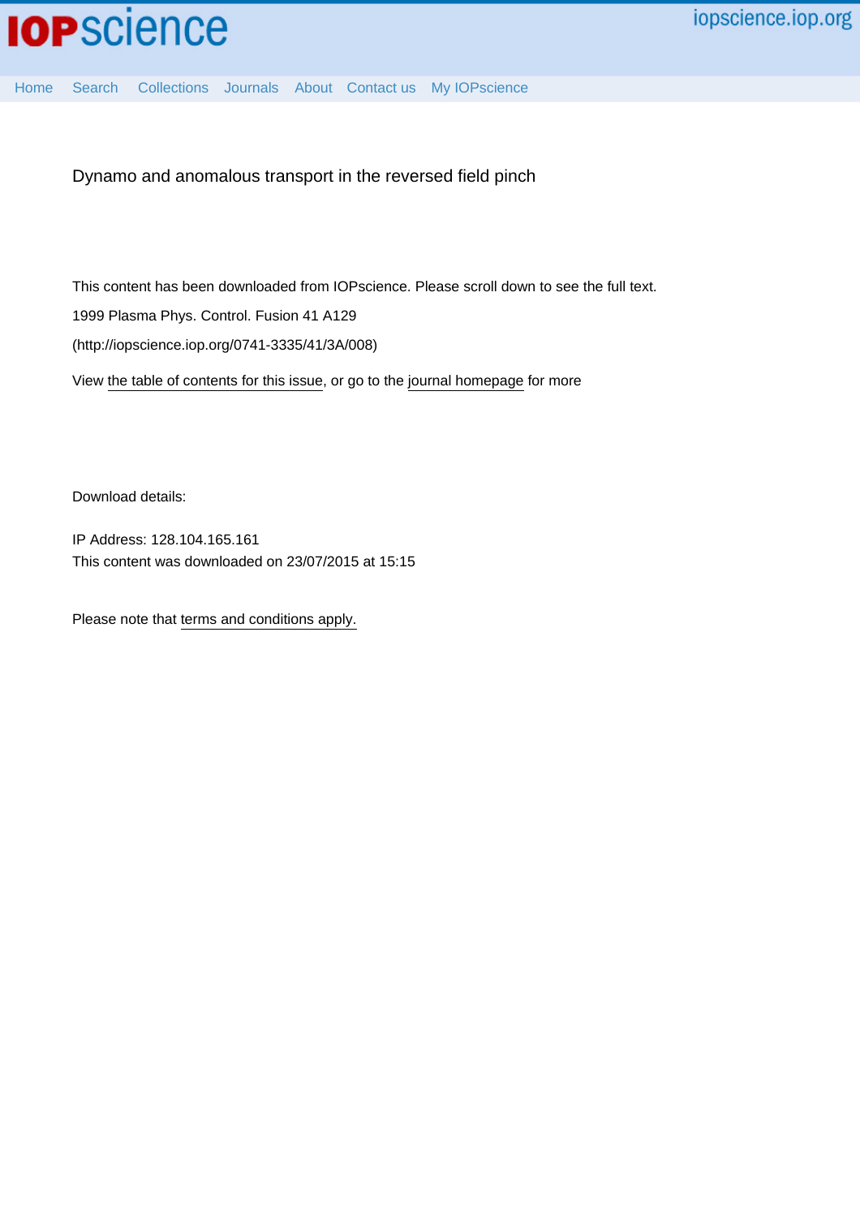# Dynamo and anomalous transport in the reversed field pinch

This content has been downloaded from IOPscience. Please scroll down to see the full text.

1999 Plasma Phys. Control. Fusion 41 A129

(http://iopscience.iop.org/0741-3335/41/3A/008)

View the table of contents for this issue, or go to the journal homepage for more

Download details:

IP Address: 128.104.165.161

This content was downloaded on 23/07/2015 at 15:15

Please note that terms and conditions apply.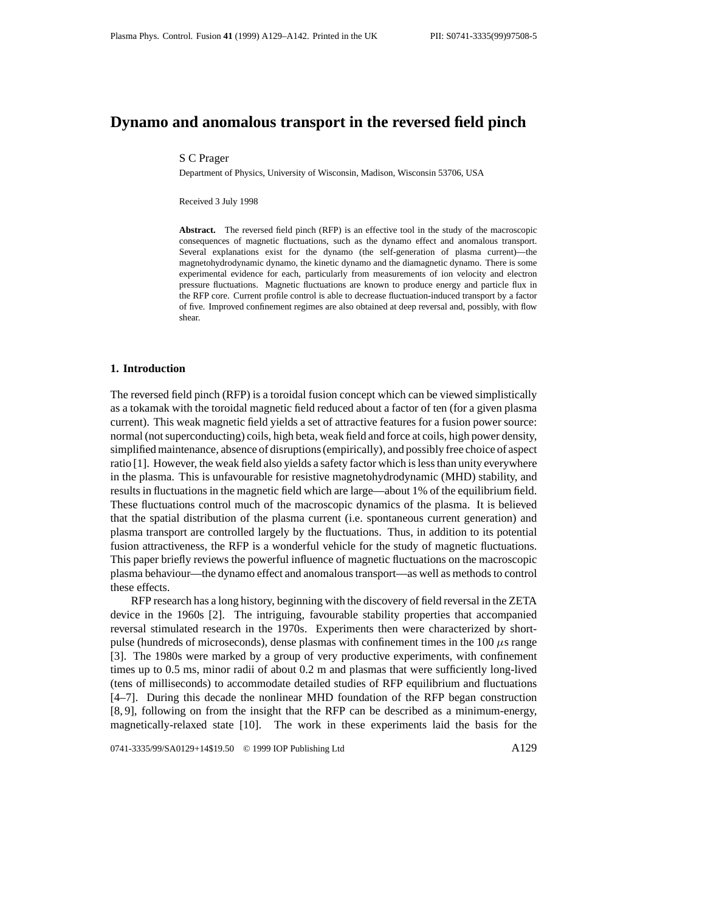# Dynamo and anomalous transport in the reversed field pinch

S C Prager

Department of Physics, University of Wisconsin, Madison, Wisconsin 53706, USA

Received 3 July 1998

**Abstract.** The reversed field pinch (RFP) is an effective tool in the study of the macroscopic consequences of magnetic fluctuations, such as the dynamo effect and anomalous transport. Several explanations exist for the dynamo (the self-generation of plasma current)—the magnetohydrodynamic dynamo, the kinetic dynamo and the diamagnetic dynamo. There is some experimental evidence for each, particularly from measurements of ion velocity and electron pressure fluctuations. Magnetic fluctuations are known to produce energy and particle flux in the RFP core. Current profile control is able to decrease fluctuation-induced transport by a factor of five. Improved confinement regimes are also obtained at deep reversal and, possibly, with flow shear.

## 1. Introduction

The reversed field pinch (RFP) is a toroidal fusion concept which can be viewed simplistically as a tokamak with the toroidal magnetic field reduced about a factor of ten (for a given plasma current). This weak magnetic field yields a set of attractive features for a fusion power source: normal (not superconducting) coils, high beta, weak field and force at coils, high power density, simplified maintenance, absence of disruptions (empirically), and possibly free choice of aspect ratio [1]. However, the weak field also yields a safety factor which is less than unity everywhere in the plasma. This is unfavourable for resistive magnetohydrodynamic (MHD) stability, and results in fluctuations in the magnetic field which are large—about 1% of the equilibrium field. These fluctuations control much of the macroscopic dynamics of the plasma. It is believed that the spatial distribution of the plasma current (i.e. spontaneous current generation) and plasma transport are controlled largely by the fluctuations. Thus, in addition to its potential fusion attractiveness, the RFP is a wonderful vehicle for the study of magnetic fluctuations. This paper briefly reviews the powerful influence of magnetic fluctuations on the macroscopic plasma behaviour—the dynamo effect and anomalous transport—as well as methods to control these effects.

RFP research has a long history, beginning with the discovery of field reversal in the ZETA device in the 1960s [2]. The intriguing, favourable stability properties that accompanied reversal stimulated research in the 1970s. Experiments then were characterized by short-pulse (hundreds of microseconds), dense plasmas with confinement times in the 100 $\mu$s range [3]. The 1980s were marked by a group of very productive experiments, with confinement times up to 0.5 ms, minor radii of about 0.2 m and plasmas that were sufficiently long-lived (tens of milliseconds) to accommodate detailed studies of RFP equilibrium and fluctuations [4–7]. During this decade the nonlinear MHD foundation of the RFP began construction [8, 9], following on from the insight that the RFP can be described as a minimum-energy, magnetically-relaxed state [10]. The work in these experiments laid the basis for the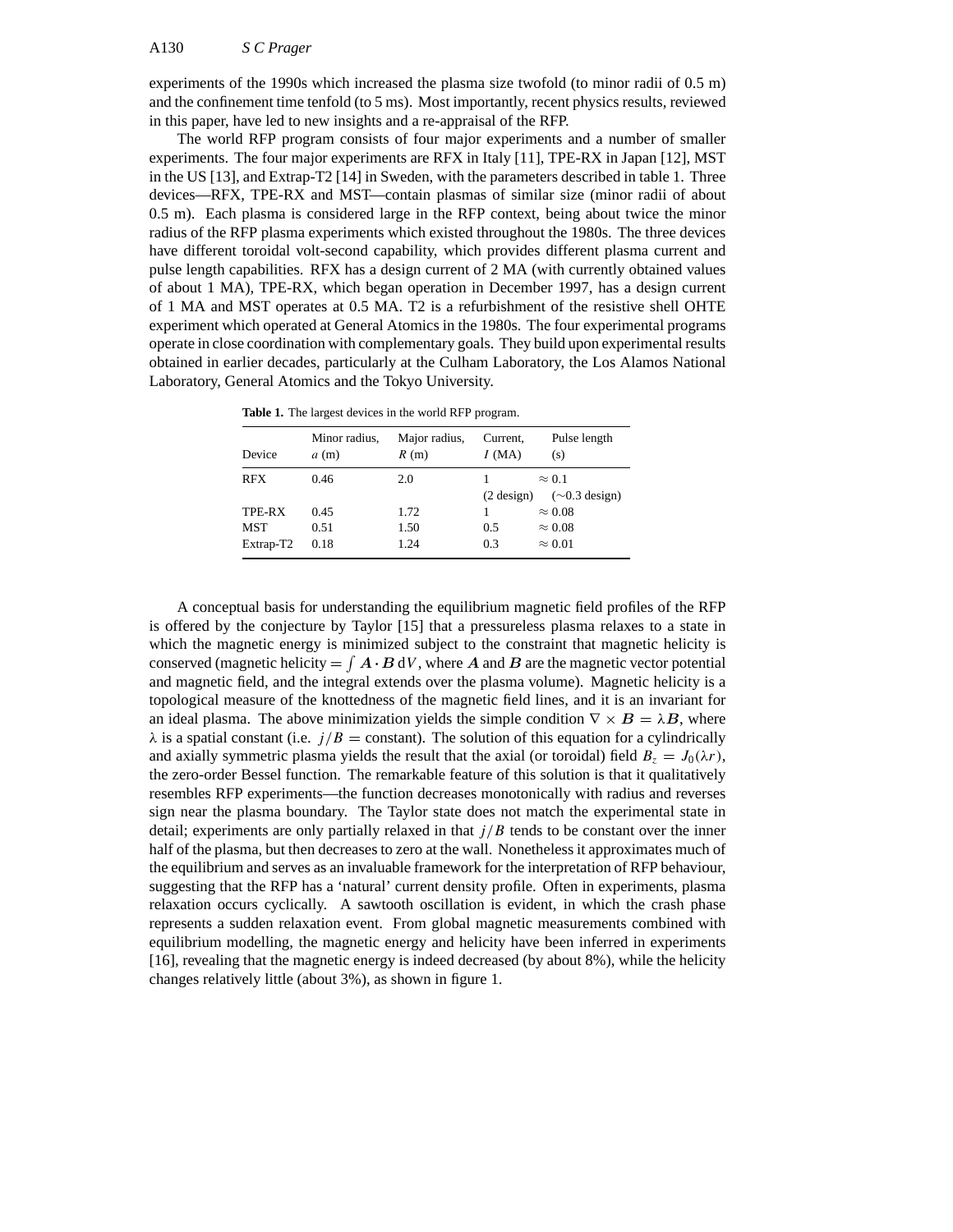experiments of the 1990s which increased the plasma size twofold (to minor radii of 0.5 m) and the confinement time tenfold (to 5 ms). Most importantly, recent physics results, reviewed in this paper, have led to new insights and a re-appraisal of the RFP.

The world RFP program consists of four major experiments and a number of smaller experiments. The four major experiments are RFX in Italy [11], TPE-RX in Japan [12], MST in the US [13], and Extrap-T2 [14] in Sweden, with the parameters described in table 1. Three devices—RFX, TPE-RX and MST—contain plasmas of similar size (minor radii of about 0.5 m). Each plasma is considered large in the RFP context, being about twice the minor radius of the RFP plasma experiments which existed throughout the 1980s. The three devices have different toroidal volt-second capability, which provides different plasma current and pulse length capabilities. RFX has a design current of 2 MA (with currently obtained values of about 1 MA), TPE-RX, which began operation in December 1997, has a design current of 1 MA and MST operates at 0.5 MA. T2 is a refurbishment of the resistive shell OHTE experiment which operated at General Atomics in the 1980s. The four experimental programs operate in close coordination with complementary goals. They build upon experimental results obtained in earlier decades, particularly at the Culham Laboratory, the Los Alamos National Laboratory, General Atomics and the Tokyo University.

**Table 1.** The largest devices in the world RFP program.

| Device | Minor radius, $a$ (m) | Major radius, $R$ (m) | Current, $I$ (MA) | Pulse length (s) |
|---|---|---|---|---|
| RFX | 0.46 | 2.0 | 1 (2 design) | $\approx 0.1$ ($\sim 0.3$ design) |
| TPE-RX | 0.45 | 1.72 | 1 | $\approx 0.08$ |
| MST | 0.51 | 1.50 | 0.5 | $\approx 0.08$ |
| Extrap-T2 | 0.18 | 1.24 | 0.3 | $\approx 0.01$ |

A conceptual basis for understanding the equilibrium magnetic field profiles of the RFP is offered by the conjecture by Taylor [15] that a pressureless plasma relaxes to a state in which the magnetic energy is minimized subject to the constraint that magnetic helicity is conserved (magnetic helicity $= \int \boldsymbol{A} \cdot \boldsymbol{B}\, \mathrm{d}V$, where $\boldsymbol{A}$ and $\boldsymbol{B}$ are the magnetic vector potential and magnetic field, and the integral extends over the plasma volume). Magnetic helicity is a topological measure of the knottedness of the magnetic field lines, and it is an invariant for an ideal plasma. The above minimization yields the simple condition $\nabla \times \boldsymbol{B} = \lambda \boldsymbol{B}$, where $\lambda$ is a spatial constant (i.e. $j/B =$ constant). The solution of this equation for a cylindrically and axially symmetric plasma yields the result that the axial (or toroidal) field $B_z = J_0(\lambda r)$, the zero-order Bessel function. The remarkable feature of this solution is that it qualitatively resembles RFP experiments—the function decreases monotonically with radius and reverses sign near the plasma boundary. The Taylor state does not match the experimental state in detail; experiments are only partially relaxed in that $j/B$ tends to be constant over the inner half of the plasma, but then decreases to zero at the wall. Nonetheless it approximates much of the equilibrium and serves as an invaluable framework for the interpretation of RFP behaviour, suggesting that the RFP has a 'natural' current density profile. Often in experiments, plasma relaxation occurs cyclically. A sawtooth oscillation is evident, in which the crash phase represents a sudden relaxation event. From global magnetic measurements combined with equilibrium modelling, the magnetic energy and helicity have been inferred in experiments [16], revealing that the magnetic energy is indeed decreased (by about 8%), while the helicity changes relatively little (about 3%), as shown in figure 1.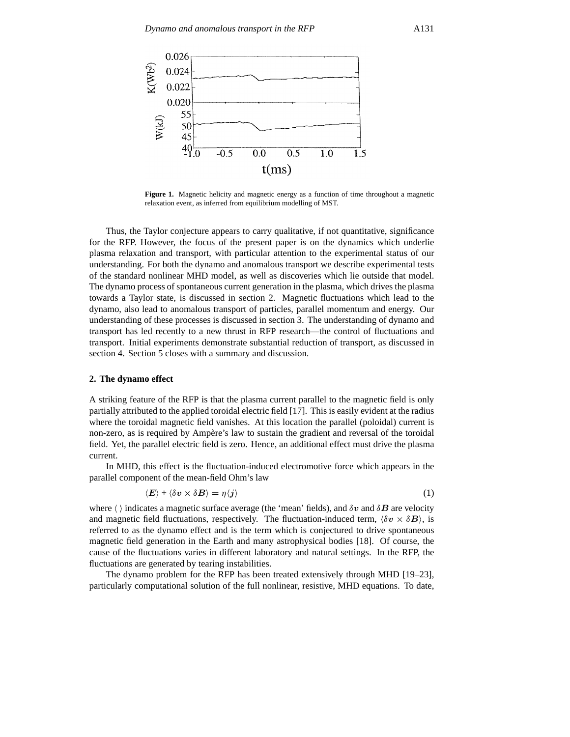**Figure 1.** Magnetic helicity and magnetic energy as a function of time throughout a magnetic relaxation event, as inferred from equilibrium modelling of MST.

Thus, the Taylor conjecture appears to carry qualitative, if not quantitative, significance for the RFP. However, the focus of the present paper is on the dynamics which underlie plasma relaxation and transport, with particular attention to the experimental status of our understanding. For both the dynamo and anomalous transport we describe experimental tests of the standard nonlinear MHD model, as well as discoveries which lie outside that model. The dynamo process of spontaneous current generation in the plasma, which drives the plasma towards a Taylor state, is discussed in section 2. Magnetic fluctuations which lead to the dynamo, also lead to anomalous transport of particles, parallel momentum and energy. Our understanding of these processes is discussed in section 3. The understanding of dynamo and transport has led recently to a new thrust in RFP research—the control of fluctuations and transport. Initial experiments demonstrate substantial reduction of transport, as discussed in section 4. Section 5 closes with a summary and discussion.

## 2. The dynamo effect

A striking feature of the RFP is that the plasma current parallel to the magnetic field is only partially attributed to the applied toroidal electric field [17]. This is easily evident at the radius where the toroidal magnetic field vanishes. At this location the parallel (poloidal) current is non-zero, as is required by Ampère's law to sustain the gradient and reversal of the toroidal field. Yet, the parallel electric field is zero. Hence, an additional effect must drive the plasma current.

In MHD, this effect is the fluctuation-induced electromotive force which appears in the parallel component of the mean-field Ohm's law

$$\langle \boldsymbol{E} \rangle + \langle \delta \boldsymbol{v} \times \delta \boldsymbol{B} \rangle = \eta \langle \boldsymbol{j} \rangle \tag{1}$$

where $\langle\ \rangle$ indicates a magnetic surface average (the 'mean' fields), and $\delta \boldsymbol{v}$ and $\delta \boldsymbol{B}$ are velocity and magnetic field fluctuations, respectively. The fluctuation-induced term, $\langle \delta \boldsymbol{v} \times \delta \boldsymbol{B} \rangle$, is referred to as the dynamo effect and is the term which is conjectured to drive spontaneous magnetic field generation in the Earth and many astrophysical bodies [18]. Of course, the cause of the fluctuations varies in different laboratory and natural settings. In the RFP, the fluctuations are generated by tearing instabilities.

The dynamo problem for the RFP has been treated extensively through MHD [19–23], particularly computational solution of the full nonlinear, resistive, MHD equations. To date,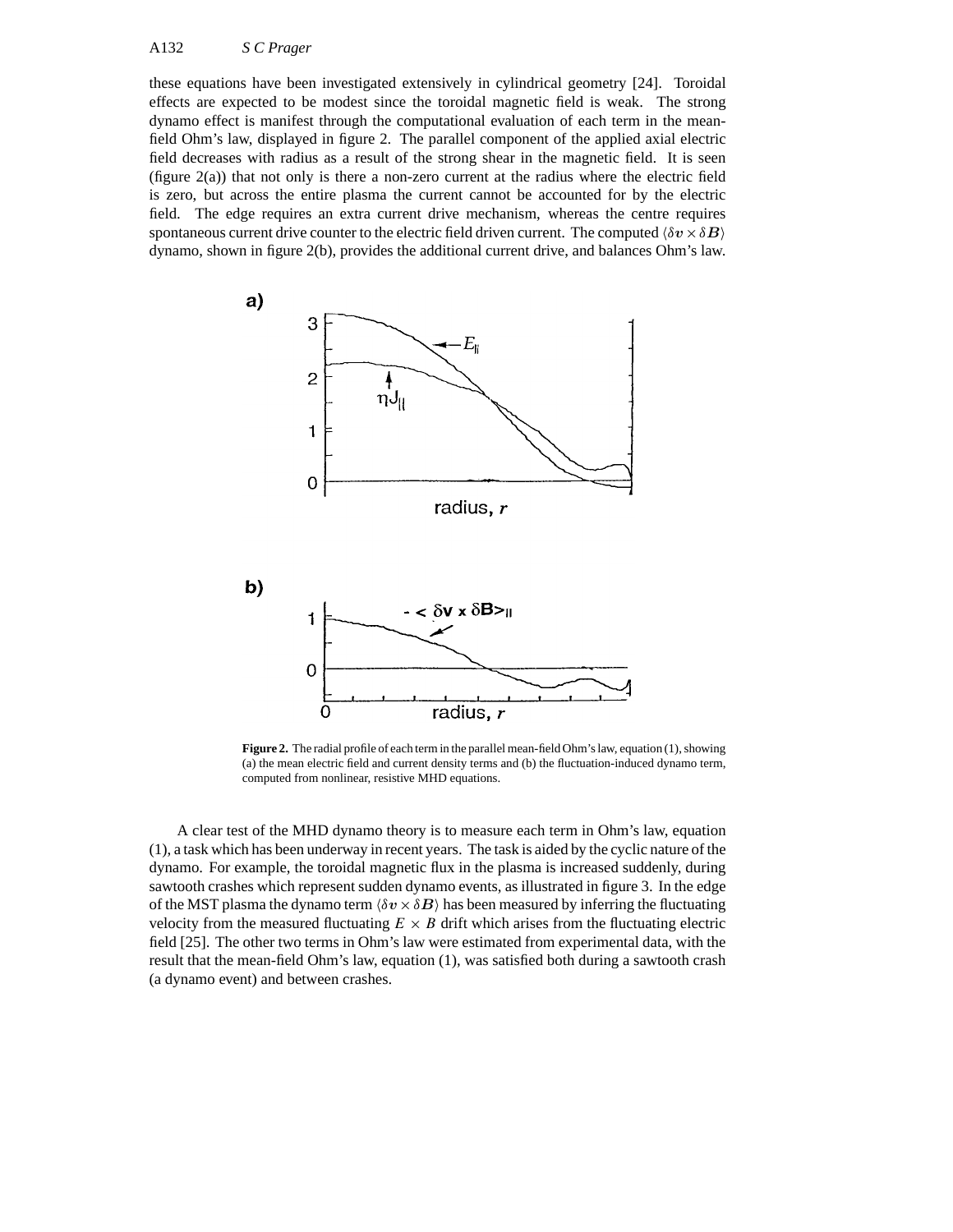these equations have been investigated extensively in cylindrical geometry [24]. Toroidal effects are expected to be modest since the toroidal magnetic field is weak. The strong dynamo effect is manifest through the computational evaluation of each term in the mean-field Ohm's law, displayed in figure 2. The parallel component of the applied axial electric field decreases with radius as a result of the strong shear in the magnetic field. It is seen (figure 2(a)) that not only is there a non-zero current at the radius where the electric field is zero, but across the entire plasma the current cannot be accounted for by the electric field. The edge requires an extra current drive mechanism, whereas the centre requires spontaneous current drive counter to the electric field driven current. The computed $\langle \delta \boldsymbol{v} \times \delta \boldsymbol{B} \rangle$ dynamo, shown in figure 2(b), provides the additional current drive, and balances Ohm's law.

**Figure 2.** The radial profile of each term in the parallel mean-field Ohm's law, equation (1), showing (a) the mean electric field and current density terms and (b) the fluctuation-induced dynamo term, computed from nonlinear, resistive MHD equations.

A clear test of the MHD dynamo theory is to measure each term in Ohm's law, equation (1), a task which has been underway in recent years. The task is aided by the cyclic nature of the dynamo. For example, the toroidal magnetic flux in the plasma is increased suddenly, during sawtooth crashes which represent sudden dynamo events, as illustrated in figure 3. In the edge of the MST plasma the dynamo term $\langle \delta \boldsymbol{v} \times \delta \boldsymbol{B} \rangle$ has been measured by inferring the fluctuating velocity from the measured fluctuating $E \times B$ drift which arises from the fluctuating electric field [25]. The other two terms in Ohm's law were estimated from experimental data, with the result that the mean-field Ohm's law, equation (1), was satisfied both during a sawtooth crash (a dynamo event) and between crashes.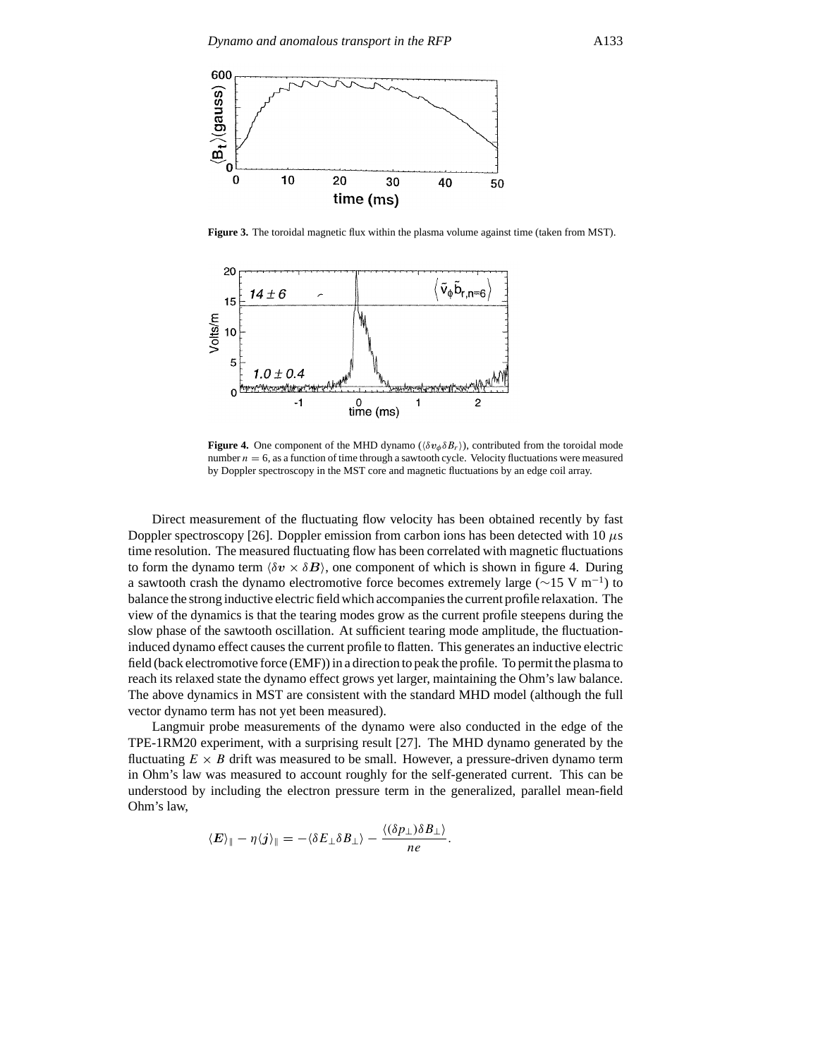**Figure 3.** The toroidal magnetic flux within the plasma volume against time (taken from MST).

**Figure 4.** One component of the MHD dynamo ($\langle \delta v_\phi \delta B_r \rangle$), contributed from the toroidal mode number $n = 6$, as a function of time through a sawtooth cycle. Velocity fluctuations were measured by Doppler spectroscopy in the MST core and magnetic fluctuations by an edge coil array.

Direct measurement of the fluctuating flow velocity has been obtained recently by fast Doppler spectroscopy [26]. Doppler emission from carbon ions has been detected with 10 $\mu$s time resolution. The measured fluctuating flow has been correlated with magnetic fluctuations to form the dynamo term $\langle \delta \boldsymbol{v} \times \delta \boldsymbol{B} \rangle$, one component of which is shown in figure 4. During a sawtooth crash the dynamo electromotive force becomes extremely large ($\sim$15 V m$^{-1}$) to balance the strong inductive electric field which accompanies the current profile relaxation. The view of the dynamics is that the tearing modes grow as the current profile steepens during the slow phase of the sawtooth oscillation. At sufficient tearing mode amplitude, the fluctuation-induced dynamo effect causes the current profile to flatten. This generates an inductive electric field (back electromotive force (EMF)) in a direction to peak the profile. To permit the plasma to reach its relaxed state the dynamo effect grows yet larger, maintaining the Ohm's law balance. The above dynamics in MST are consistent with the standard MHD model (although the full vector dynamo term has not yet been measured).

Langmuir probe measurements of the dynamo were also conducted in the edge of the TPE-1RM20 experiment, with a surprising result [27]. The MHD dynamo generated by the fluctuating $E \times B$ drift was measured to be small. However, a pressure-driven dynamo term in Ohm's law was measured to account roughly for the self-generated current. This can be understood by including the electron pressure term in the generalized, parallel mean-field Ohm's law,

$$\langle \boldsymbol{E} \rangle_\parallel - \eta \langle \boldsymbol{j} \rangle_\parallel = -\langle \delta E_\perp \delta B_\perp \rangle - \frac{\langle (\delta p_\perp) \delta B_\perp \rangle}{ne}.$$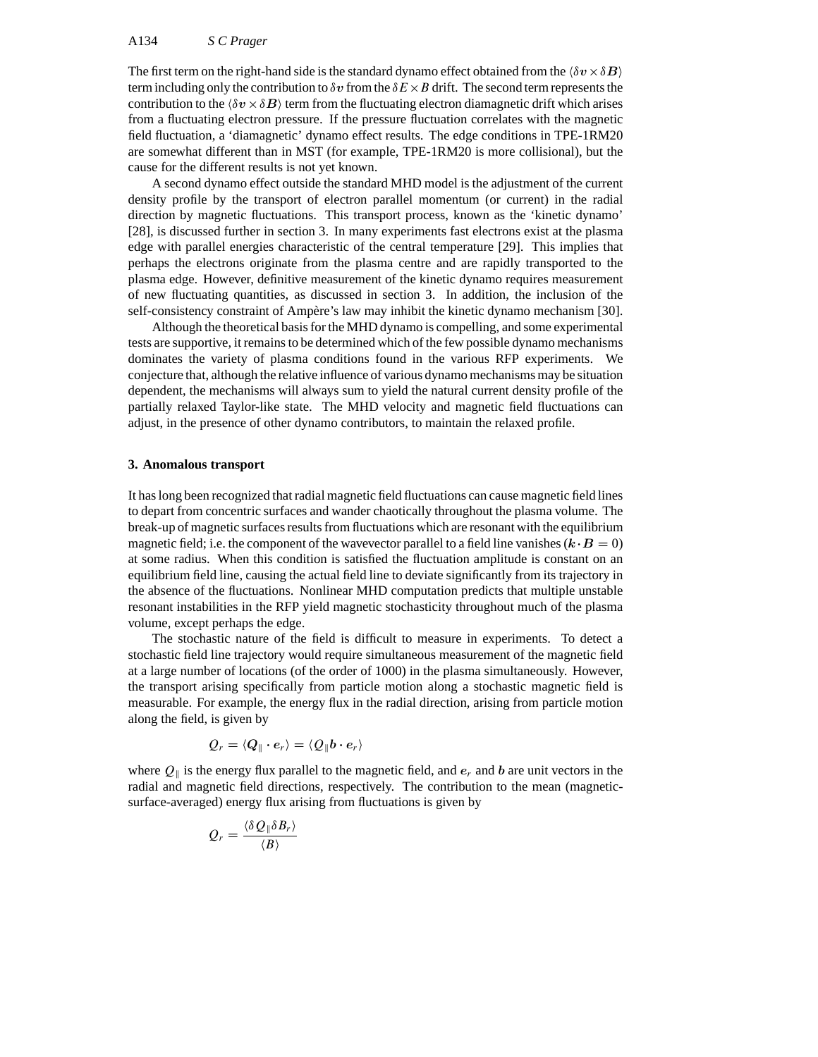The first term on the right-hand side is the standard dynamo effect obtained from the $\langle \delta \boldsymbol{v} \times \delta \boldsymbol{B} \rangle$ term including only the contribution to $\delta \boldsymbol{v}$ from the $\delta E \times B$ drift. The second term represents the contribution to the $\langle \delta \boldsymbol{v} \times \delta \boldsymbol{B} \rangle$ term from the fluctuating electron diamagnetic drift which arises from a fluctuating electron pressure. If the pressure fluctuation correlates with the magnetic field fluctuation, a 'diamagnetic' dynamo effect results. The edge conditions in TPE-1RM20 are somewhat different than in MST (for example, TPE-1RM20 is more collisional), but the cause for the different results is not yet known.

A second dynamo effect outside the standard MHD model is the adjustment of the current density profile by the transport of electron parallel momentum (or current) in the radial direction by magnetic fluctuations. This transport process, known as the 'kinetic dynamo' [28], is discussed further in section 3. In many experiments fast electrons exist at the plasma edge with parallel energies characteristic of the central temperature [29]. This implies that perhaps the electrons originate from the plasma centre and are rapidly transported to the plasma edge. However, definitive measurement of the kinetic dynamo requires measurement of new fluctuating quantities, as discussed in section 3. In addition, the inclusion of the self-consistency constraint of Ampère's law may inhibit the kinetic dynamo mechanism [30].

Although the theoretical basis for the MHD dynamo is compelling, and some experimental tests are supportive, it remains to be determined which of the few possible dynamo mechanisms dominates the variety of plasma conditions found in the various RFP experiments. We conjecture that, although the relative influence of various dynamo mechanisms may be situation dependent, the mechanisms will always sum to yield the natural current density profile of the partially relaxed Taylor-like state. The MHD velocity and magnetic field fluctuations can adjust, in the presence of other dynamo contributors, to maintain the relaxed profile.

## 3. Anomalous transport

It has long been recognized that radial magnetic field fluctuations can cause magnetic field lines to depart from concentric surfaces and wander chaotically throughout the plasma volume. The break-up of magnetic surfaces results from fluctuations which are resonant with the equilibrium magnetic field; i.e. the component of the wavevector parallel to a field line vanishes ($\boldsymbol{k} \cdot \boldsymbol{B} = 0$) at some radius. When this condition is satisfied the fluctuation amplitude is constant on an equilibrium field line, causing the actual field line to deviate significantly from its trajectory in the absence of the fluctuations. Nonlinear MHD computation predicts that multiple unstable resonant instabilities in the RFP yield magnetic stochasticity throughout much of the plasma volume, except perhaps the edge.

The stochastic nature of the field is difficult to measure in experiments. To detect a stochastic field line trajectory would require simultaneous measurement of the magnetic field at a large number of locations (of the order of 1000) in the plasma simultaneously. However, the transport arising specifically from particle motion along a stochastic magnetic field is measurable. For example, the energy flux in the radial direction, arising from particle motion along the field, is given by

$$Q_r = \langle \boldsymbol{Q}_{\parallel} \cdot \boldsymbol{e}_r \rangle = \langle Q_{\parallel} \boldsymbol{b} \cdot \boldsymbol{e}_r \rangle$$

where $Q_{\parallel}$ is the energy flux parallel to the magnetic field, and $\boldsymbol{e}_r$ and $\boldsymbol{b}$ are unit vectors in the radial and magnetic field directions, respectively. The contribution to the mean (magnetic-surface-averaged) energy flux arising from fluctuations is given by

$$Q_r = \frac{\langle \delta Q_{\parallel} \delta B_r \rangle}{\langle B \rangle}$$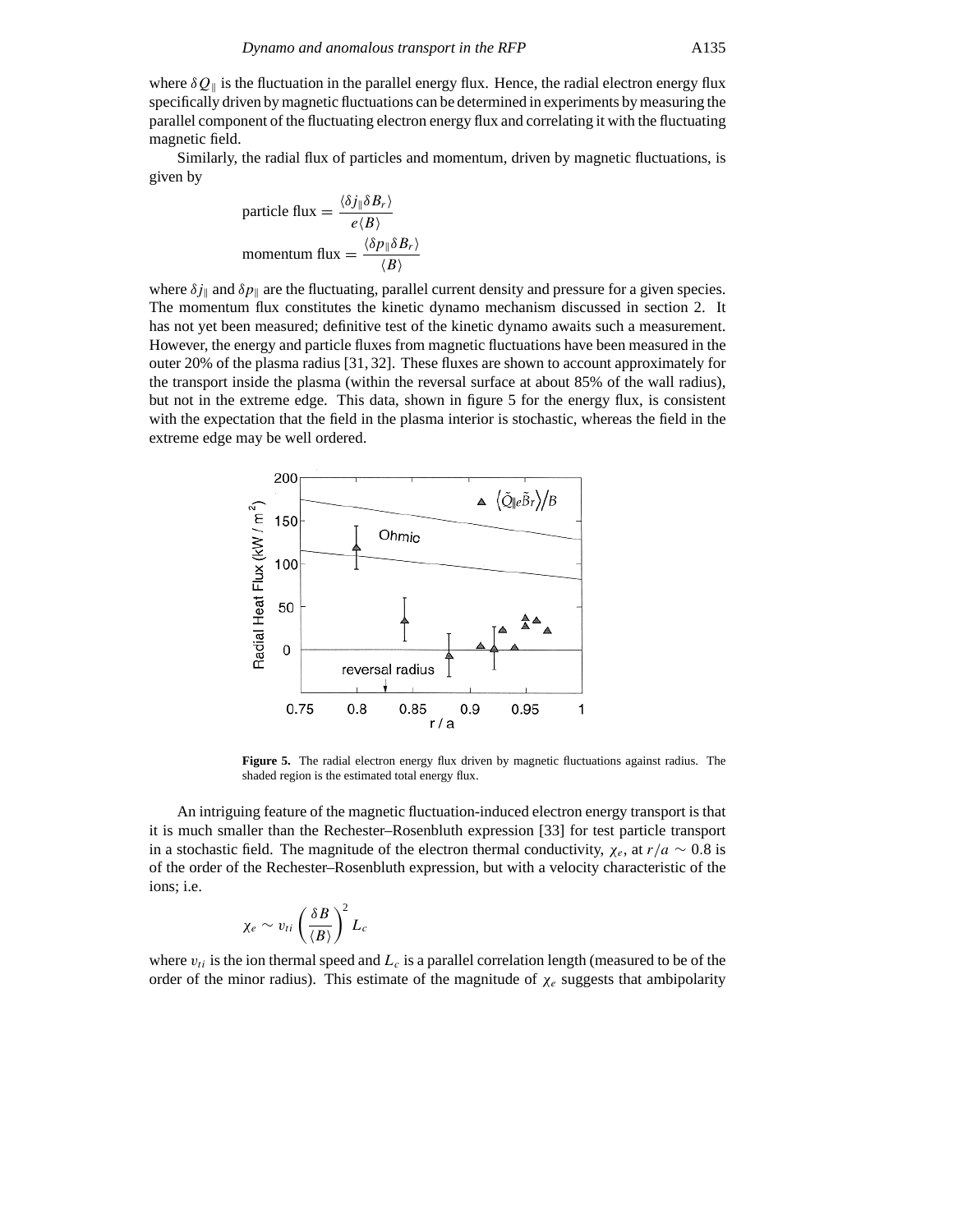where $\delta Q_\parallel$ is the fluctuation in the parallel energy flux. Hence, the radial electron energy flux specifically driven by magnetic fluctuations can be determined in experiments by measuring the parallel component of the fluctuating electron energy flux and correlating it with the fluctuating magnetic field.

Similarly, the radial flux of particles and momentum, driven by magnetic fluctuations, is given by

$$\text{particle flux} = \frac{\langle \delta j_\parallel \delta B_r \rangle}{e\langle B \rangle}$$

$$\text{momentum flux} = \frac{\langle \delta p_\parallel \delta B_r \rangle}{\langle B \rangle}$$

where $\delta j_\parallel$ and $\delta p_\parallel$ are the fluctuating, parallel current density and pressure for a given species. The momentum flux constitutes the kinetic dynamo mechanism discussed in section 2. It has not yet been measured; definitive test of the kinetic dynamo awaits such a measurement. However, the energy and particle fluxes from magnetic fluctuations have been measured in the outer 20% of the plasma radius [31, 32]. These fluxes are shown to account approximately for the transport inside the plasma (within the reversal surface at about 85% of the wall radius), but not in the extreme edge. This data, shown in figure 5 for the energy flux, is consistent with the expectation that the field in the plasma interior is stochastic, whereas the field in the extreme edge may be well ordered.

**Figure 5.** The radial electron energy flux driven by magnetic fluctuations against radius. The shaded region is the estimated total energy flux.

An intriguing feature of the magnetic fluctuation-induced electron energy transport is that it is much smaller than the Rechester–Rosenbluth expression [33] for test particle transport in a stochastic field. The magnitude of the electron thermal conductivity, $\chi_e$, at $r/a \sim 0.8$ is of the order of the Rechester–Rosenbluth expression, but with a velocity characteristic of the ions; i.e.

$$\chi_e \sim v_{ti} \left( \frac{\delta B}{\langle B \rangle} \right)^2 L_c$$

where $v_{ti}$ is the ion thermal speed and $L_c$ is a parallel correlation length (measured to be of the order of the minor radius). This estimate of the magnitude of $\chi_e$ suggests that ambipolarity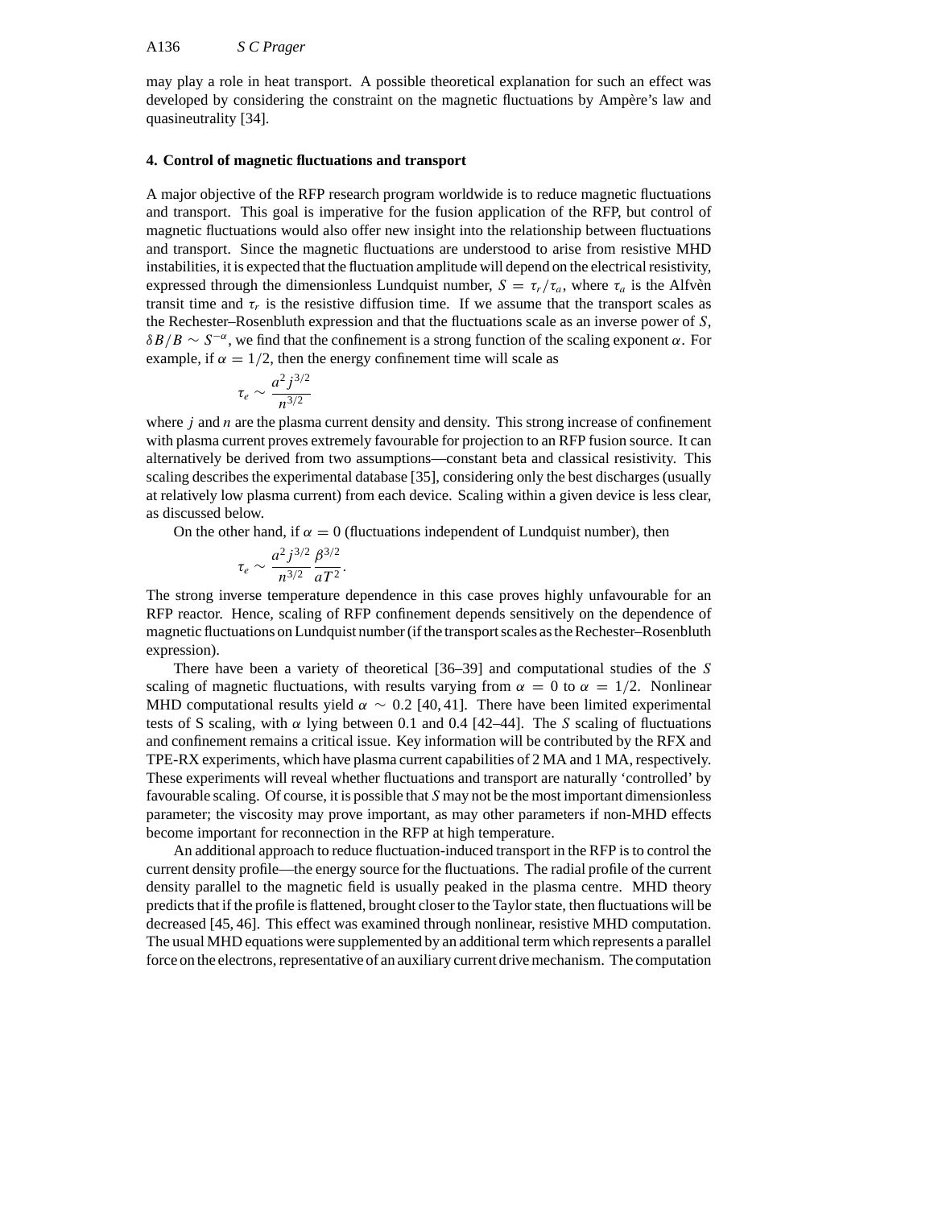may play a role in heat transport. A possible theoretical explanation for such an effect was developed by considering the constraint on the magnetic fluctuations by Ampère's law and quasineutrality [34].

## 4. Control of magnetic fluctuations and transport

A major objective of the RFP research program worldwide is to reduce magnetic fluctuations and transport. This goal is imperative for the fusion application of the RFP, but control of magnetic fluctuations would also offer new insight into the relationship between fluctuations and transport. Since the magnetic fluctuations are understood to arise from resistive MHD instabilities, it is expected that the fluctuation amplitude will depend on the electrical resistivity, expressed through the dimensionless Lundquist number, $S = \tau_r/\tau_a$, where $\tau_a$ is the Alfvèn transit time and $\tau_r$ is the resistive diffusion time. If we assume that the transport scales as the Rechester–Rosenbluth expression and that the fluctuations scale as an inverse power of $S$, $\delta B/B \sim S^{-\alpha}$, we find that the confinement is a strong function of the scaling exponent $\alpha$. For example, if $\alpha = 1/2$, then the energy confinement time will scale as

$$\tau_e \sim \frac{a^2 j^{3/2}}{n^{3/2}}$$

where $j$ and $n$ are the plasma current density and density. This strong increase of confinement with plasma current proves extremely favourable for projection to an RFP fusion source. It can alternatively be derived from two assumptions—constant beta and classical resistivity. This scaling describes the experimental database [35], considering only the best discharges (usually at relatively low plasma current) from each device. Scaling within a given device is less clear, as discussed below.

On the other hand, if $\alpha = 0$ (fluctuations independent of Lundquist number), then

$$\tau_e \sim \frac{a^2 j^{3/2}}{n^{3/2}} \frac{\beta^{3/2}}{aT^2}.$$

The strong inverse temperature dependence in this case proves highly unfavourable for an RFP reactor. Hence, scaling of RFP confinement depends sensitively on the dependence of magnetic fluctuations on Lundquist number (if the transport scales as the Rechester–Rosenbluth expression).

There have been a variety of theoretical [36–39] and computational studies of the $S$ scaling of magnetic fluctuations, with results varying from $\alpha = 0$ to $\alpha = 1/2$. Nonlinear MHD computational results yield $\alpha \sim 0.2$ [40, 41]. There have been limited experimental tests of S scaling, with $\alpha$ lying between 0.1 and 0.4 [42–44]. The $S$ scaling of fluctuations and confinement remains a critical issue. Key information will be contributed by the RFX and TPE-RX experiments, which have plasma current capabilities of 2 MA and 1 MA, respectively. These experiments will reveal whether fluctuations and transport are naturally 'controlled' by favourable scaling. Of course, it is possible that $S$ may not be the most important dimensionless parameter; the viscosity may prove important, as may other parameters if non-MHD effects become important for reconnection in the RFP at high temperature.

An additional approach to reduce fluctuation-induced transport in the RFP is to control the current density profile—the energy source for the fluctuations. The radial profile of the current density parallel to the magnetic field is usually peaked in the plasma centre. MHD theory predicts that if the profile is flattened, brought closer to the Taylor state, then fluctuations will be decreased [45, 46]. This effect was examined through nonlinear, resistive MHD computation. The usual MHD equations were supplemented by an additional term which represents a parallel force on the electrons, representative of an auxiliary current drive mechanism. The computation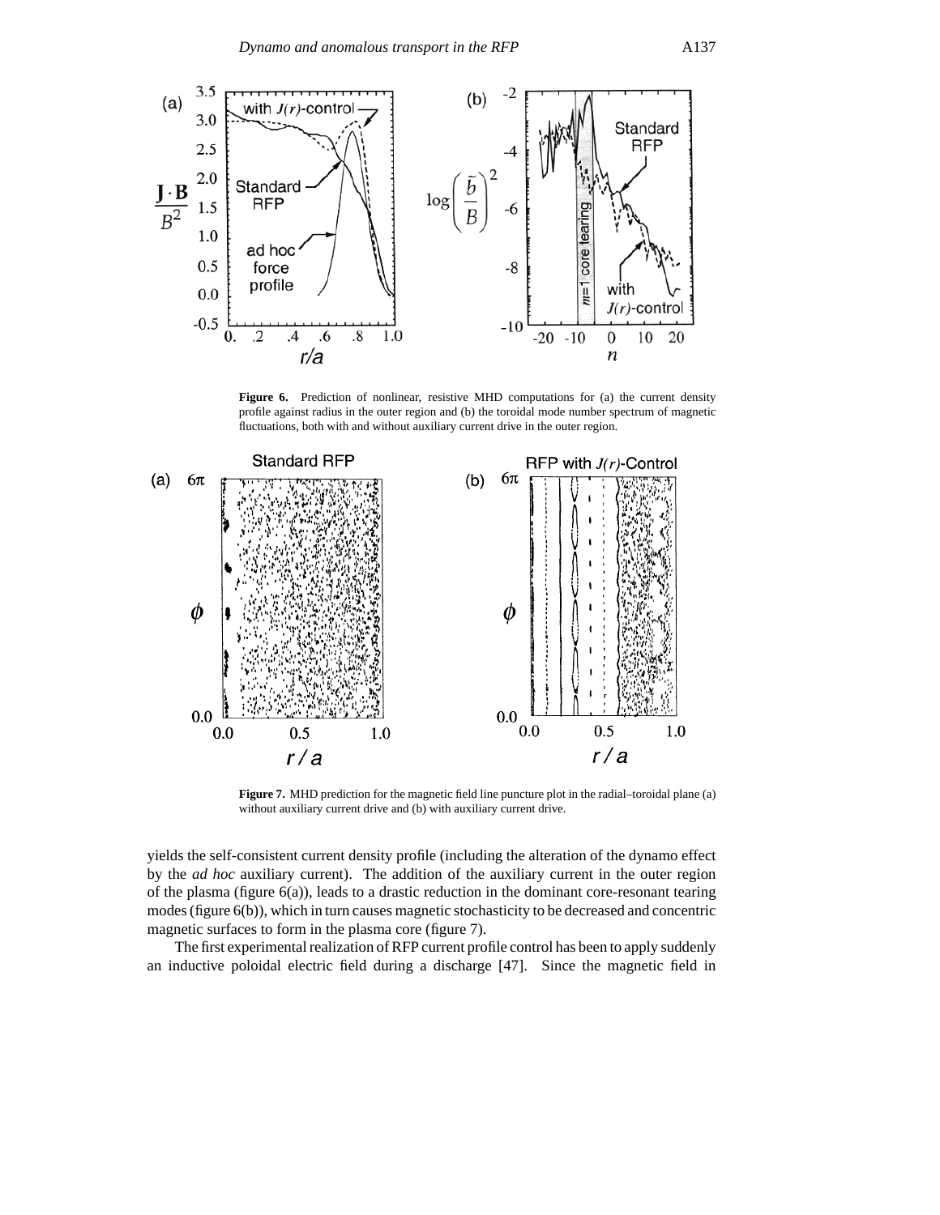**Figure 6.** Prediction of nonlinear, resistive MHD computations for (a) the current density profile against radius in the outer region and (b) the toroidal mode number spectrum of magnetic fluctuations, both with and without auxiliary current drive in the outer region.

**Figure 7.** MHD prediction for the magnetic field line puncture plot in the radial–toroidal plane (a) without auxiliary current drive and (b) with auxiliary current drive.

yields the self-consistent current density profile (including the alteration of the dynamo effect by the *ad hoc* auxiliary current). The addition of the auxiliary current in the outer region of the plasma (figure 6(a)), leads to a drastic reduction in the dominant core-resonant tearing modes (figure 6(b)), which in turn causes magnetic stochasticity to be decreased and concentric magnetic surfaces to form in the plasma core (figure 7).

The first experimental realization of RFP current profile control has been to apply suddenly an inductive poloidal electric field during a discharge [47]. Since the magnetic field in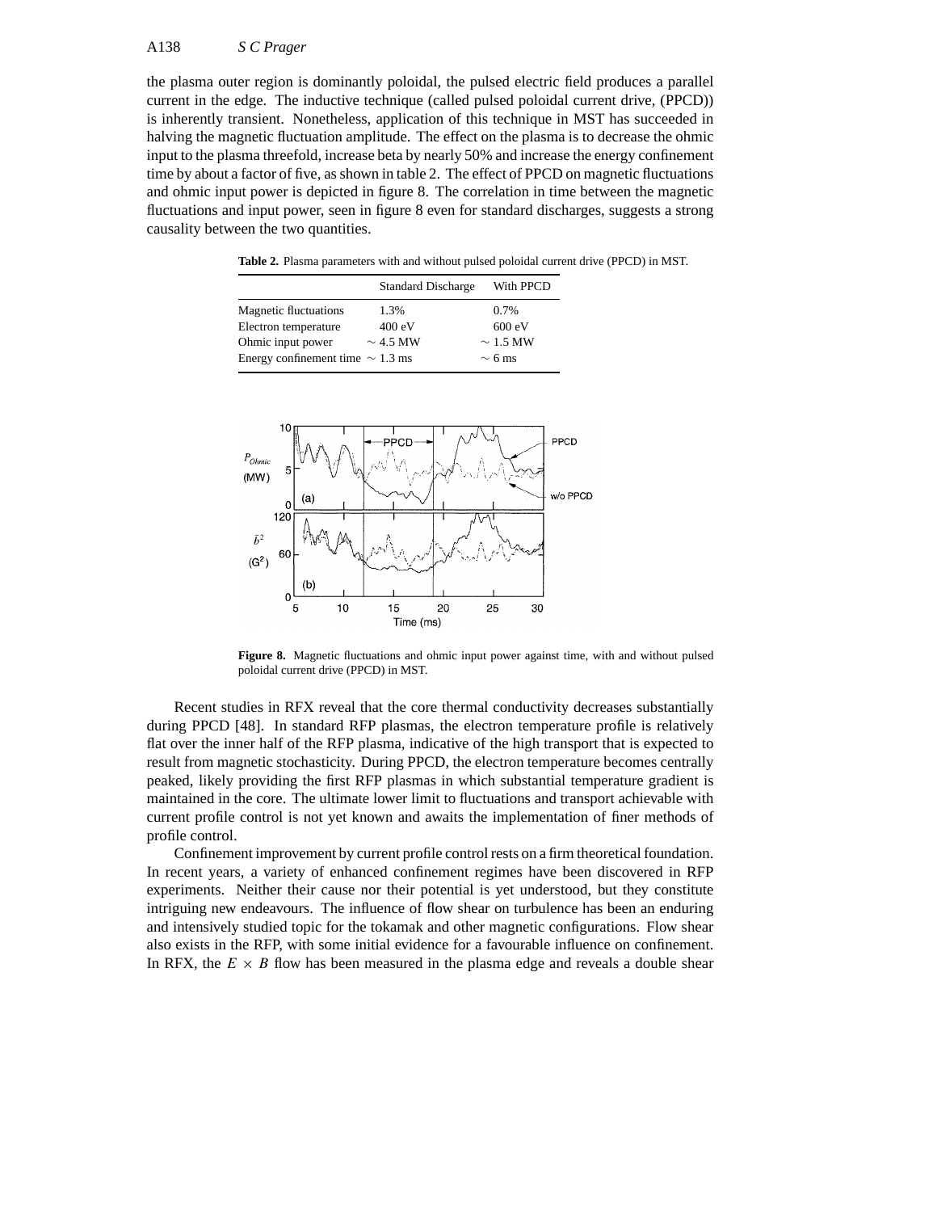the plasma outer region is dominantly poloidal, the pulsed electric field produces a parallel current in the edge. The inductive technique (called pulsed poloidal current drive, (PPCD)) is inherently transient. Nonetheless, application of this technique in MST has succeeded in halving the magnetic fluctuation amplitude. The effect on the plasma is to decrease the ohmic input to the plasma threefold, increase beta by nearly 50% and increase the energy confinement time by about a factor of five, as shown in table 2. The effect of PPCD on magnetic fluctuations and ohmic input power is depicted in figure 8. The correlation in time between the magnetic fluctuations and input power, seen in figure 8 even for standard discharges, suggests a strong causality between the two quantities.

**Table 2.** Plasma parameters with and without pulsed poloidal current drive (PPCD) in MST.

| | Standard Discharge | With PPCD |
|---|---|---|
| Magnetic fluctuations | 1.3% | 0.7% |
| Electron temperature | 400 eV | 600 eV |
| Ohmic input power | $\sim 4.5$ MW | $\sim 1.5$ MW |
| Energy confinement time | $\sim 1.3$ ms | $\sim 6$ ms |

**Figure 8.** Magnetic fluctuations and ohmic input power against time, with and without pulsed poloidal current drive (PPCD) in MST.

Recent studies in RFX reveal that the core thermal conductivity decreases substantially during PPCD [48]. In standard RFP plasmas, the electron temperature profile is relatively flat over the inner half of the RFP plasma, indicative of the high transport that is expected to result from magnetic stochasticity. During PPCD, the electron temperature becomes centrally peaked, likely providing the first RFP plasmas in which substantial temperature gradient is maintained in the core. The ultimate lower limit to fluctuations and transport achievable with current profile control is not yet known and awaits the implementation of finer methods of profile control.

Confinement improvement by current profile control rests on a firm theoretical foundation. In recent years, a variety of enhanced confinement regimes have been discovered in RFP experiments. Neither their cause nor their potential is yet understood, but they constitute intriguing new endeavours. The influence of flow shear on turbulence has been an enduring and intensively studied topic for the tokamak and other magnetic configurations. Flow shear also exists in the RFP, with some initial evidence for a favourable influence on confinement. In RFX, the $E \times B$ flow has been measured in the plasma edge and reveals a double shear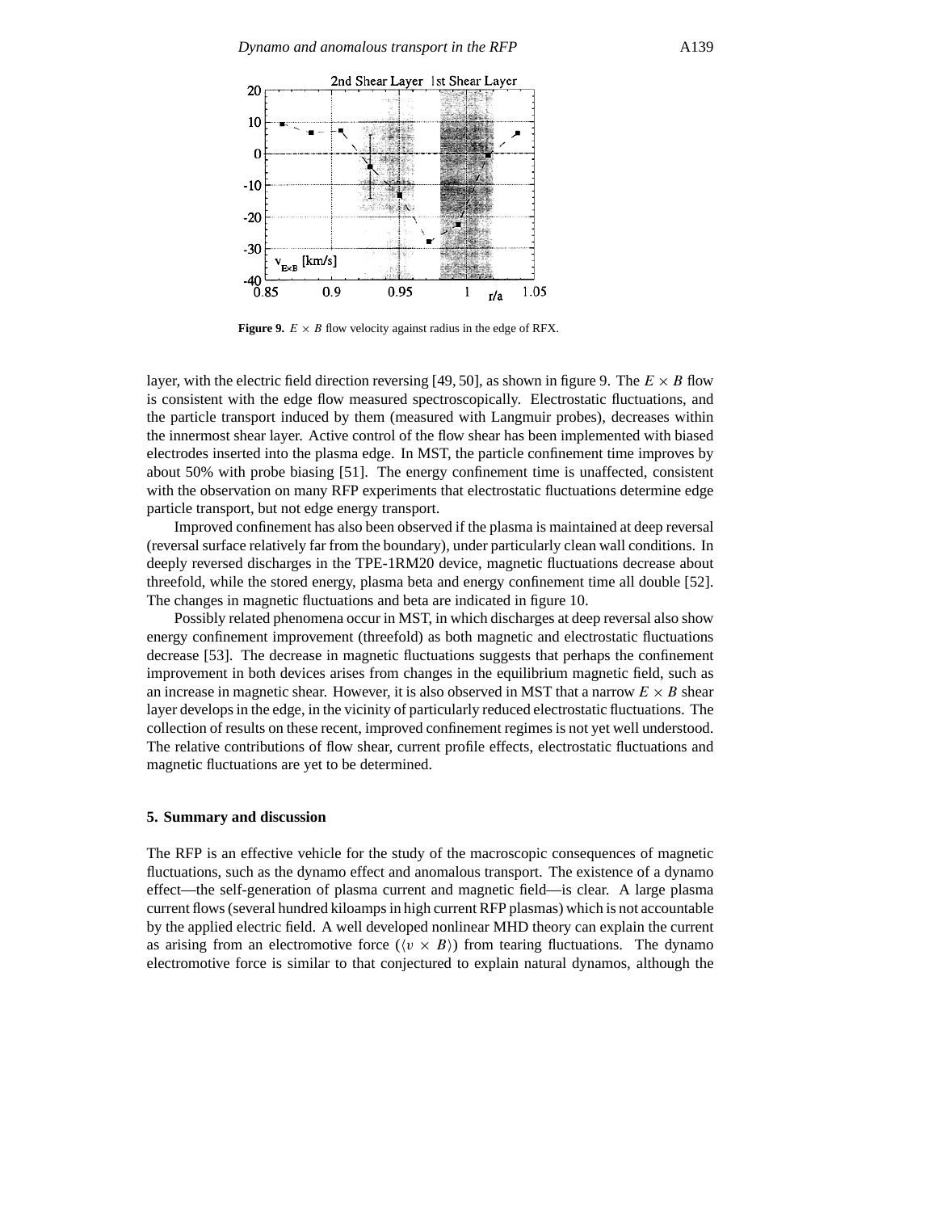**Figure 9.** $E \times B$ flow velocity against radius in the edge of RFX.

layer, with the electric field direction reversing [49, 50], as shown in figure 9. The $E \times B$ flow is consistent with the edge flow measured spectroscopically. Electrostatic fluctuations, and the particle transport induced by them (measured with Langmuir probes), decreases within the innermost shear layer. Active control of the flow shear has been implemented with biased electrodes inserted into the plasma edge. In MST, the particle confinement time improves by about 50% with probe biasing [51]. The energy confinement time is unaffected, consistent with the observation on many RFP experiments that electrostatic fluctuations determine edge particle transport, but not edge energy transport.

Improved confinement has also been observed if the plasma is maintained at deep reversal (reversal surface relatively far from the boundary), under particularly clean wall conditions. In deeply reversed discharges in the TPE-1RM20 device, magnetic fluctuations decrease about threefold, while the stored energy, plasma beta and energy confinement time all double [52]. The changes in magnetic fluctuations and beta are indicated in figure 10.

Possibly related phenomena occur in MST, in which discharges at deep reversal also show energy confinement improvement (threefold) as both magnetic and electrostatic fluctuations decrease [53]. The decrease in magnetic fluctuations suggests that perhaps the confinement improvement in both devices arises from changes in the equilibrium magnetic field, such as an increase in magnetic shear. However, it is also observed in MST that a narrow $E \times B$ shear layer develops in the edge, in the vicinity of particularly reduced electrostatic fluctuations. The collection of results on these recent, improved confinement regimes is not yet well understood. The relative contributions of flow shear, current profile effects, electrostatic fluctuations and magnetic fluctuations are yet to be determined.

## 5. Summary and discussion

The RFP is an effective vehicle for the study of the macroscopic consequences of magnetic fluctuations, such as the dynamo effect and anomalous transport. The existence of a dynamo effect—the self-generation of plasma current and magnetic field—is clear. A large plasma current flows (several hundred kiloamps in high current RFP plasmas) which is not accountable by the applied electric field. A well developed nonlinear MHD theory can explain the current as arising from an electromotive force ($\langle v \times B \rangle$) from tearing fluctuations. The dynamo electromotive force is similar to that conjectured to explain natural dynamos, although the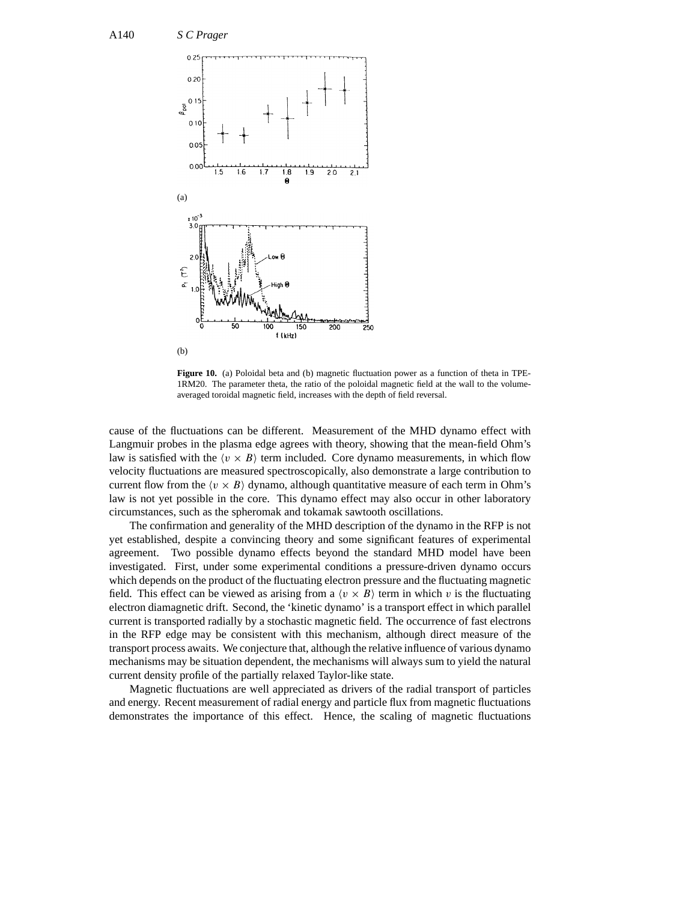(a)

(b)

**Figure 10.** (a) Poloidal beta and (b) magnetic fluctuation power as a function of theta in TPE-1RM20. The parameter theta, the ratio of the poloidal magnetic field at the wall to the volume-averaged toroidal magnetic field, increases with the depth of field reversal.

cause of the fluctuations can be different. Measurement of the MHD dynamo effect with Langmuir probes in the plasma edge agrees with theory, showing that the mean-field Ohm's law is satisfied with the $\langle v \times B \rangle$ term included. Core dynamo measurements, in which flow velocity fluctuations are measured spectroscopically, also demonstrate a large contribution to current flow from the $\langle v \times B \rangle$ dynamo, although quantitative measure of each term in Ohm's law is not yet possible in the core. This dynamo effect may also occur in other laboratory circumstances, such as the spheromak and tokamak sawtooth oscillations.

The confirmation and generality of the MHD description of the dynamo in the RFP is not yet established, despite a convincing theory and some significant features of experimental agreement. Two possible dynamo effects beyond the standard MHD model have been investigated. First, under some experimental conditions a pressure-driven dynamo occurs which depends on the product of the fluctuating electron pressure and the fluctuating magnetic field. This effect can be viewed as arising from a $\langle v \times B \rangle$ term in which $v$ is the fluctuating electron diamagnetic drift. Second, the 'kinetic dynamo' is a transport effect in which parallel current is transported radially by a stochastic magnetic field. The occurrence of fast electrons in the RFP edge may be consistent with this mechanism, although direct measure of the transport process awaits. We conjecture that, although the relative influence of various dynamo mechanisms may be situation dependent, the mechanisms will always sum to yield the natural current density profile of the partially relaxed Taylor-like state.

Magnetic fluctuations are well appreciated as drivers of the radial transport of particles and energy. Recent measurement of radial energy and particle flux from magnetic fluctuations demonstrates the importance of this effect. Hence, the scaling of magnetic fluctuations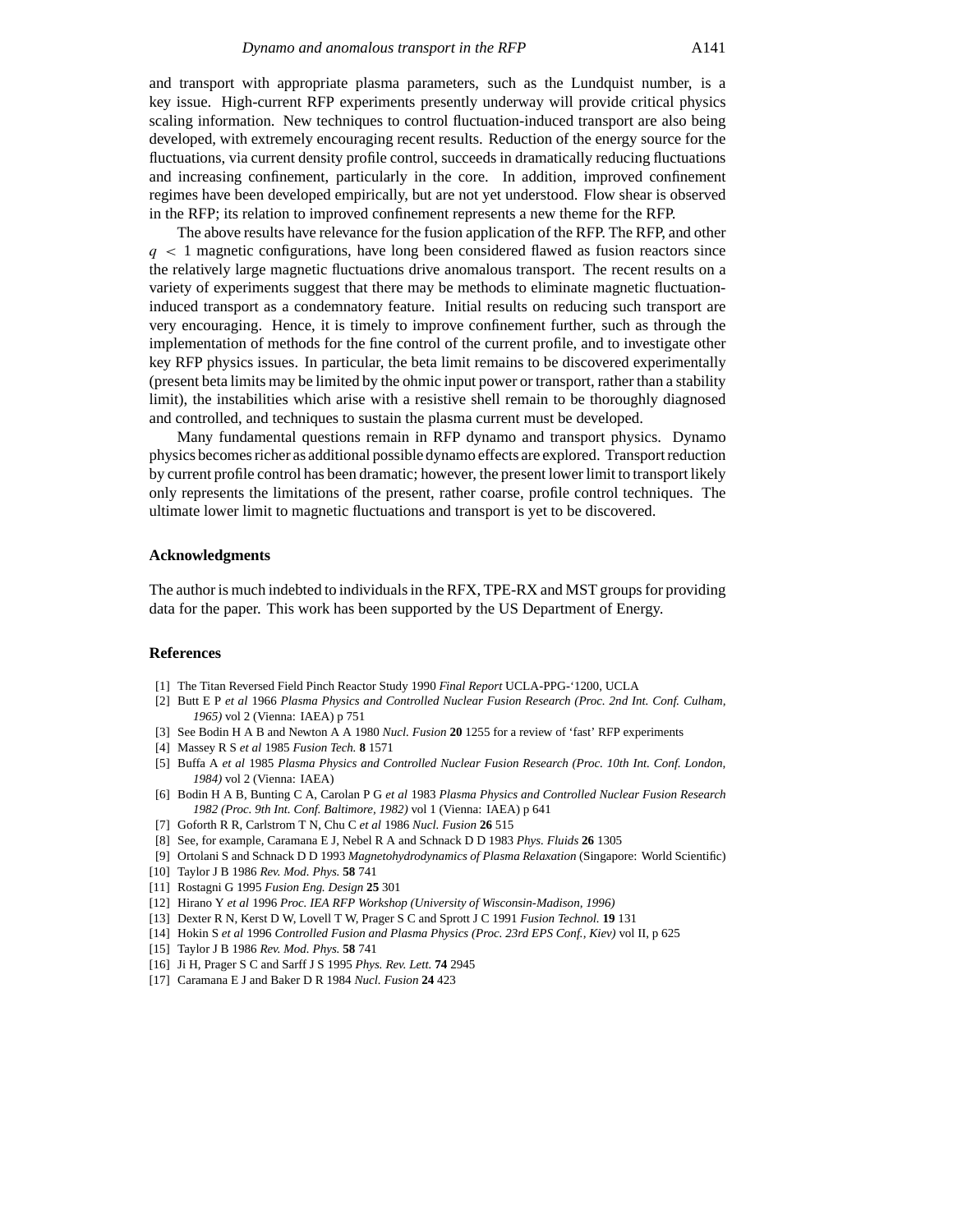and transport with appropriate plasma parameters, such as the Lundquist number, is a key issue. High-current RFP experiments presently underway will provide critical physics scaling information. New techniques to control fluctuation-induced transport are also being developed, with extremely encouraging recent results. Reduction of the energy source for the fluctuations, via current density profile control, succeeds in dramatically reducing fluctuations and increasing confinement, particularly in the core. In addition, improved confinement regimes have been developed empirically, but are not yet understood. Flow shear is observed in the RFP; its relation to improved confinement represents a new theme for the RFP.

The above results have relevance for the fusion application of the RFP. The RFP, and other $q < 1$ magnetic configurations, have long been considered flawed as fusion reactors since the relatively large magnetic fluctuations drive anomalous transport. The recent results on a variety of experiments suggest that there may be methods to eliminate magnetic fluctuation-induced transport as a condemnatory feature. Initial results on reducing such transport are very encouraging. Hence, it is timely to improve confinement further, such as through the implementation of methods for the fine control of the current profile, and to investigate other key RFP physics issues. In particular, the beta limit remains to be discovered experimentally (present beta limits may be limited by the ohmic input power or transport, rather than a stability limit), the instabilities which arise with a resistive shell remain to be thoroughly diagnosed and controlled, and techniques to sustain the plasma current must be developed.

Many fundamental questions remain in RFP dynamo and transport physics. Dynamo physics becomes richer as additional possible dynamo effects are explored. Transport reduction by current profile control has been dramatic; however, the present lower limit to transport likely only represents the limitations of the present, rather coarse, profile control techniques. The ultimate lower limit to magnetic fluctuations and transport is yet to be discovered.

## Acknowledgments

The author is much indebted to individuals in the RFX, TPE-RX and MST groups for providing data for the paper. This work has been supported by the US Department of Energy.

## References

[1] The Titan Reversed Field Pinch Reactor Study 1990 *Final Report* UCLA-PPG-'1200, UCLA

[2] Butt E P *et al* 1966 *Plasma Physics and Controlled Nuclear Fusion Research (Proc. 2nd Int. Conf. Culham, 1965)* vol 2 (Vienna: IAEA) p 751

[3] See Bodin H A B and Newton A A 1980 *Nucl. Fusion* **20** 1255 for a review of 'fast' RFP experiments

[4] Massey R S *et al* 1985 *Fusion Tech.* **8** 1571

[5] Buffa A *et al* 1985 *Plasma Physics and Controlled Nuclear Fusion Research (Proc. 10th Int. Conf. London, 1984)* vol 2 (Vienna: IAEA)

[6] Bodin H A B, Bunting C A, Carolan P G *et al* 1983 *Plasma Physics and Controlled Nuclear Fusion Research 1982 (Proc. 9th Int. Conf. Baltimore, 1982)* vol 1 (Vienna: IAEA) p 641

[7] Goforth R R, Carlstrom T N, Chu C *et al* 1986 *Nucl. Fusion* **26** 515

[8] See, for example, Caramana E J, Nebel R A and Schnack D D 1983 *Phys. Fluids* **26** 1305

[9] Ortolani S and Schnack D D 1993 *Magnetohydrodynamics of Plasma Relaxation* (Singapore: World Scientific)

[10] Taylor J B 1986 *Rev. Mod. Phys.* **58** 741

[11] Rostagni G 1995 *Fusion Eng. Design* **25** 301

[12] Hirano Y *et al* 1996 *Proc. IEA RFP Workshop (University of Wisconsin-Madison, 1996)*

[13] Dexter R N, Kerst D W, Lovell T W, Prager S C and Sprott J C 1991 *Fusion Technol.* **19** 131

[14] Hokin S *et al* 1996 *Controlled Fusion and Plasma Physics (Proc. 23rd EPS Conf., Kiev)* vol II, p 625

[15] Taylor J B 1986 *Rev. Mod. Phys.* **58** 741

[16] Ji H, Prager S C and Sarff J S 1995 *Phys. Rev. Lett.* **74** 2945

[17] Caramana E J and Baker D R 1984 *Nucl. Fusion* **24** 423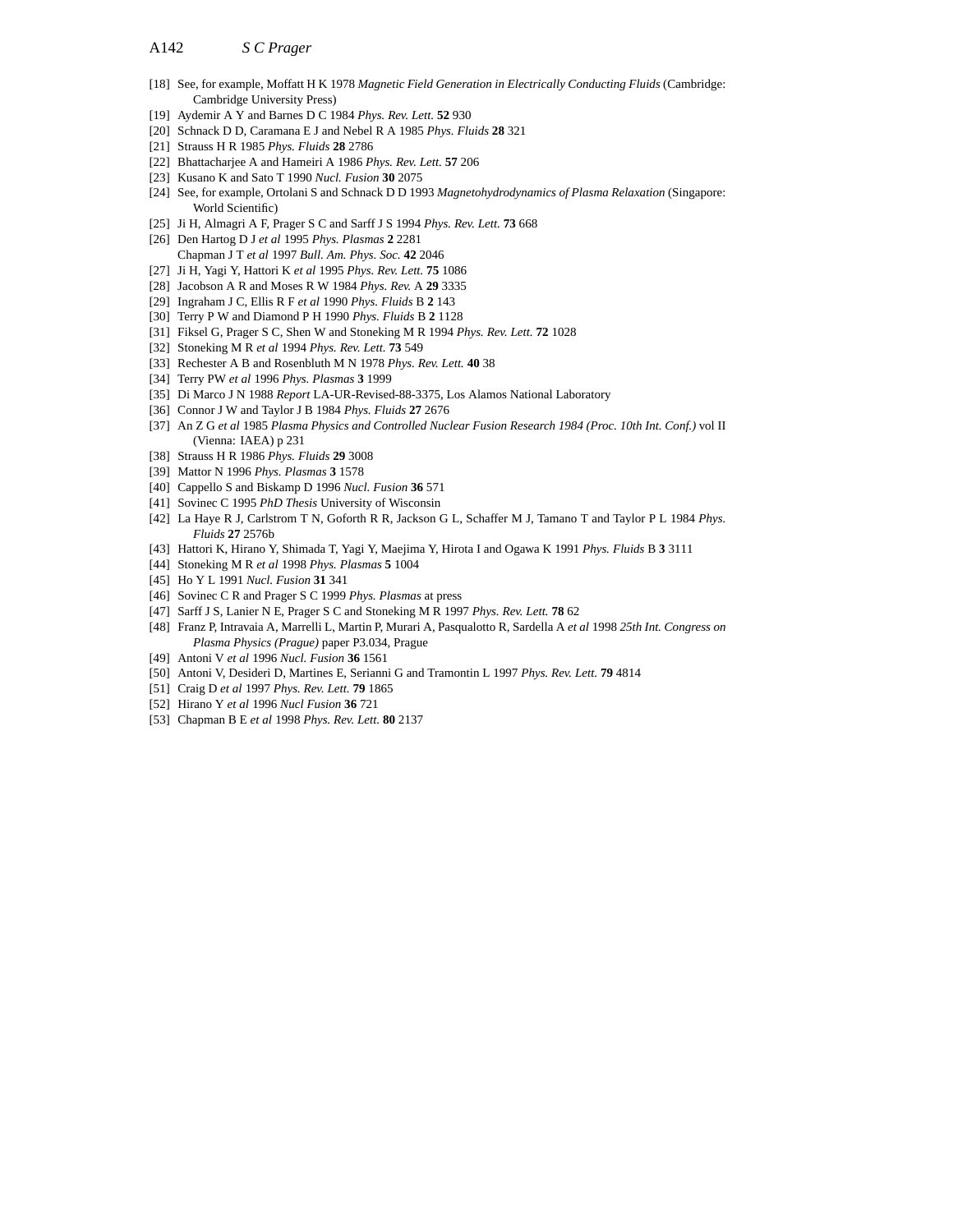[18] See, for example, Moffatt H K 1978 *Magnetic Field Generation in Electrically Conducting Fluids* (Cambridge: Cambridge University Press)

[19] Aydemir A Y and Barnes D C 1984 *Phys. Rev. Lett.* **52** 930

[20] Schnack D D, Caramana E J and Nebel R A 1985 *Phys. Fluids* **28** 321

[21] Strauss H R 1985 *Phys. Fluids* **28** 2786

[22] Bhattacharjee A and Hameiri A 1986 *Phys. Rev. Lett.* **57** 206

[23] Kusano K and Sato T 1990 *Nucl. Fusion* **30** 2075

[24] See, for example, Ortolani S and Schnack D D 1993 *Magnetohydrodynamics of Plasma Relaxation* (Singapore: World Scientific)

[25] Ji H, Almagri A F, Prager S C and Sarff J S 1994 *Phys. Rev. Lett.* **73** 668

[26] Den Hartog D J *et al* 1995 *Phys. Plasmas* **2** 2281
Chapman J T *et al* 1997 *Bull. Am. Phys. Soc.* **42** 2046

[27] Ji H, Yagi Y, Hattori K *et al* 1995 *Phys. Rev. Lett.* **75** 1086

[28] Jacobson A R and Moses R W 1984 *Phys. Rev.* A **29** 3335

[29] Ingraham J C, Ellis R F *et al* 1990 *Phys. Fluids* B **2** 143

[30] Terry P W and Diamond P H 1990 *Phys. Fluids* B **2** 1128

[31] Fiksel G, Prager S C, Shen W and Stoneking M R 1994 *Phys. Rev. Lett.* **72** 1028

[32] Stoneking M R *et al* 1994 *Phys. Rev. Lett.* **73** 549

[33] Rechester A B and Rosenbluth M N 1978 *Phys. Rev. Lett.* **40** 38

[34] Terry PW *et al* 1996 *Phys. Plasmas* **3** 1999

[35] Di Marco J N 1988 *Report* LA-UR-Revised-88-3375, Los Alamos National Laboratory

[36] Connor J W and Taylor J B 1984 *Phys. Fluids* **27** 2676

[37] An Z G *et al* 1985 *Plasma Physics and Controlled Nuclear Fusion Research 1984 (Proc. 10th Int. Conf.)* vol II (Vienna: IAEA) p 231

[38] Strauss H R 1986 *Phys. Fluids* **29** 3008

[39] Mattor N 1996 *Phys. Plasmas* **3** 1578

[40] Cappello S and Biskamp D 1996 *Nucl. Fusion* **36** 571

[41] Sovinec C 1995 *PhD Thesis* University of Wisconsin

[42] La Haye R J, Carlstrom T N, Goforth R R, Jackson G L, Schaffer M J, Tamano T and Taylor P L 1984 *Phys. Fluids* **27** 2576b

[43] Hattori K, Hirano Y, Shimada T, Yagi Y, Maejima Y, Hirota I and Ogawa K 1991 *Phys. Fluids* B **3** 3111

[44] Stoneking M R *et al* 1998 *Phys. Plasmas* **5** 1004

[45] Ho Y L 1991 *Nucl. Fusion* **31** 341

[46] Sovinec C R and Prager S C 1999 *Phys. Plasmas* at press

[47] Sarff J S, Lanier N E, Prager S C and Stoneking M R 1997 *Phys. Rev. Lett.* **78** 62

[48] Franz P, Intravaia A, Marrelli L, Martin P, Murari A, Pasqualotto R, Sardella A *et al* 1998 *25th Int. Congress on Plasma Physics (Prague)* paper P3.034, Prague

[49] Antoni V *et al* 1996 *Nucl. Fusion* **36** 1561

[50] Antoni V, Desideri D, Martines E, Serianni G and Tramontin L 1997 *Phys. Rev. Lett.* **79** 4814

[51] Craig D *et al* 1997 *Phys. Rev. Lett.* **79** 1865

[52] Hirano Y *et al* 1996 *Nucl Fusion* **36** 721

[53] Chapman B E *et al* 1998 *Phys. Rev. Lett.* **80** 2137